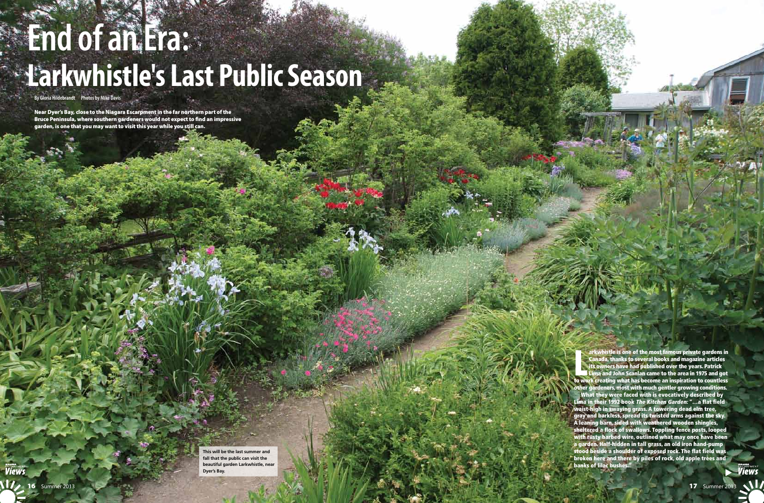# End of an Era: Larkwhistle's Last Public Season

By Gloria Hildebrandt Photos by Mike Davis

**Near Dyer's Bay, close to the Niagara Escarpment in the far northern part of the Bruce Peninsula, where southern gardeners would not expect to find an impressive garden, is one that you may want to visit this year while you still can.**

This will be the last summer and fall that the public can visit the beautiful garden Larkwhistle, near Dyer's Bay.

Larkwhistle is one of the most famous private gardens in Canada, thanks to several books and magazine articles its owners have had published over the years. Patrick Lima and John Scanlan came to the area in 1975 and got to work creating what has become an inspiration to countless other gardeners, most with much gentler growing conditions.

What they were faced with is evocatively described by Lima in their 1992 book *The Kitchen Garden*: "...a flat field waist-high in swaying grass. A towering dead elm tree, gray and barkless, spread its twisted arms against the sky. A leaning barn, sided with weathered wooden shingles, sheltered a flock of swallows. Toppling fence posts, looped with rusty barbed wire, outlined what may once have been a garden. Half-hidden in tall grass, an old iron hand-pump stood beside a shoulder of exposed rock. The flat field was broken here and there by piles of rock, old apple trees and banks of lilac bushes."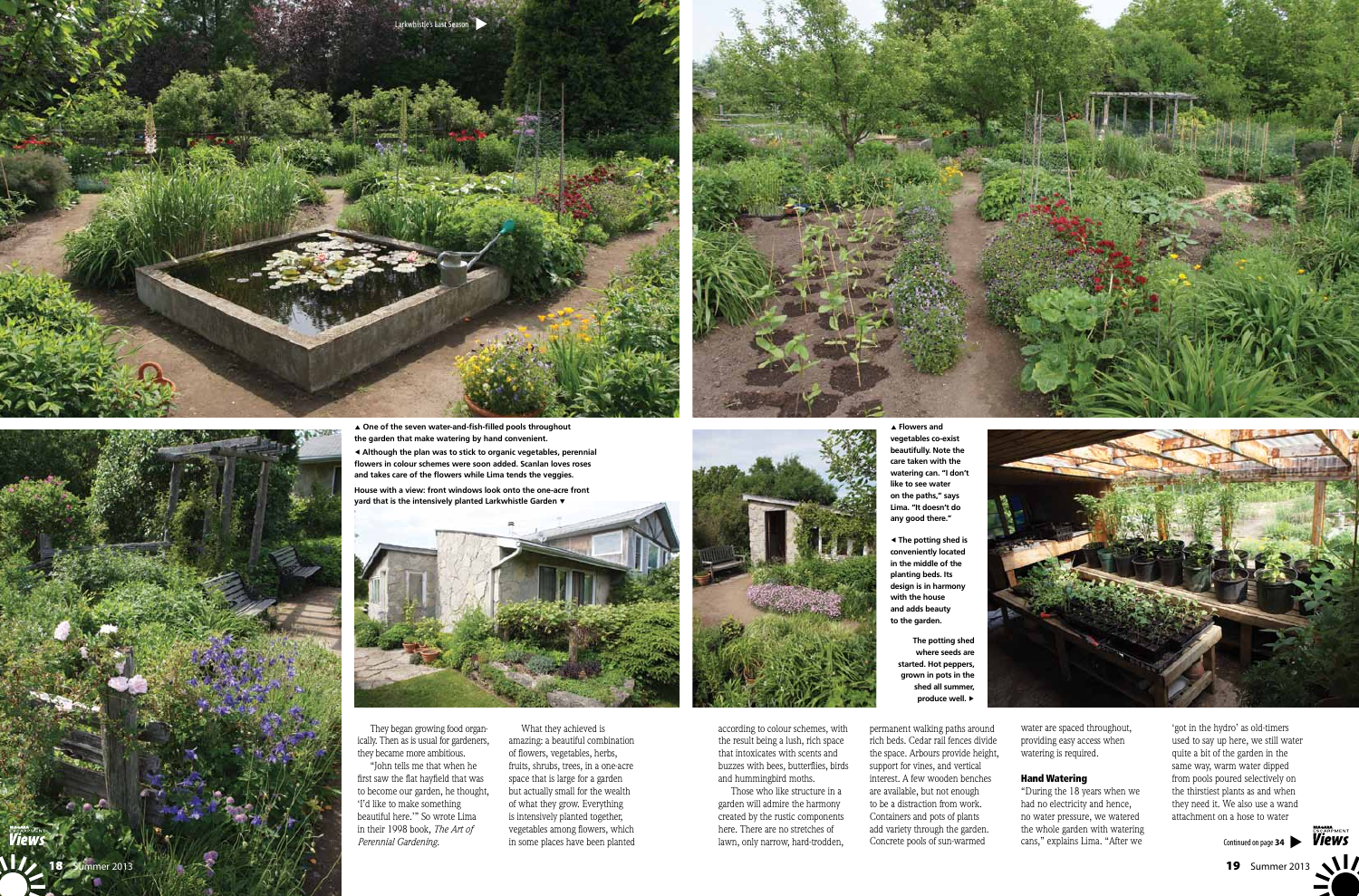▲ One of the seven water-and-fish-filled pools throughout the garden that make watering by hand convenient.

◄ Although the plan was to stick to organic vegetables, perennial flowers in colour schemes were soon added. Scanlan loves roses and takes care of the flowers while Lima tends the veggies.

House with a view: front windows look onto the one-acre front yard that is the intensively planted Larkwhistle Garden ▼

▲ Flowers and vegetables co-exist beautifully. Note the care taken with the watering can. "I don't like to see water on the paths," says Lima. "It doesn't do any good there."

◄ The potting shed is conveniently located in the middle of the planting beds. Its design is in harmony with the house and adds beauty to the garden.

The potting shed where seeds are started. Hot peppers, grown in pots in the shed all summer, produce well. ►

They began growing food organically. Then as is usual for gardeners, they became more ambitious.

"John tells me that when he first saw the flat hayfield that was to become our garden, he thought, 'I'd like to make something beautiful here.'" So wrote Lima in their 1998 book, *The Art of Perennial Gardening*.

What they achieved is amazing: a beautiful combination of flowers, vegetables, herbs, fruits, shrubs, trees, in a one-acre space that is large for a garden but actually small for the wealth of what they grow. Everything is intensively planted together, vegetables among flowers, which in some places have been planted according to colour schemes, with the result being a lush, rich space that intoxicates with scents and buzzes with bees, butterflies, birds and hummingbird moths.

Those who like structure in a garden will admire the harmony created by the rustic components here. There are no stretches of lawn, only narrow, hard-trodden, permanent walking paths around rich beds. Cedar rail fences divide the space. Arbours provide height, support for vines, and vertical interest. A few wooden benches are available, but not enough to be a distraction from work. Containers and pots of plants add variety through the garden. Concrete pools of sun-warmed water are spaced throughout, providing easy access when watering is required.

### Hand Watering

"During the 18 years when we had no electricity and hence, no water pressure, we watered the whole garden with watering cans," explains Lima. "After we 'got in the hydro' as old-timers used to say up here, we still water quite a bit of the garden in the same way, warm water dipped from pools poured selectively on the thirstiest plants as and when they need it. We also use a wand attachment on a hose to water

Continued on page 34 ►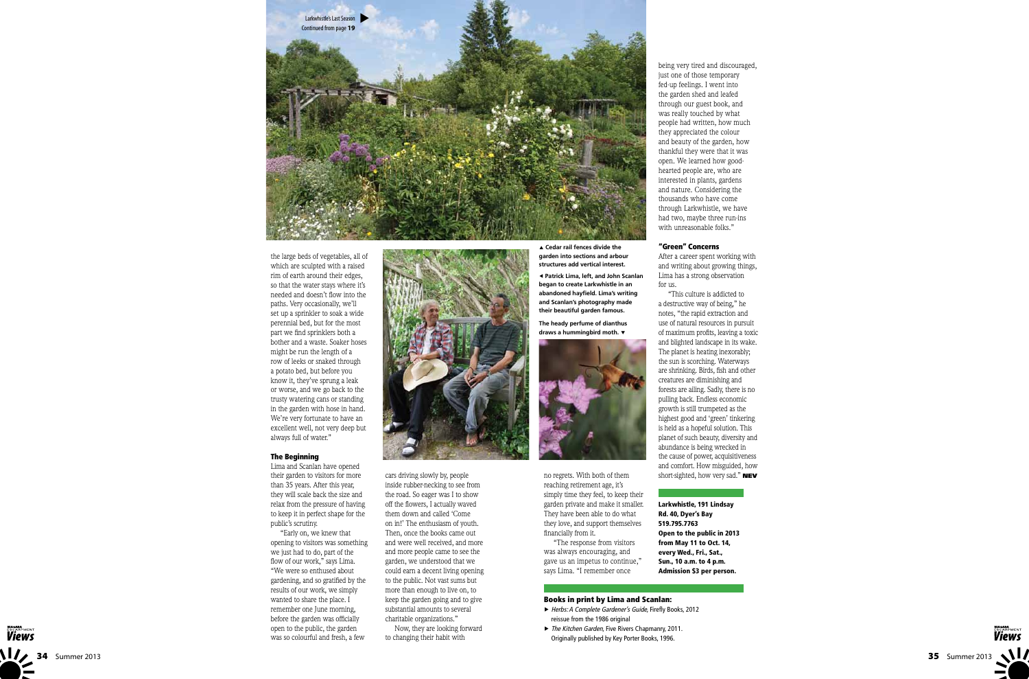Larkwhistle's Last Season
Continued from page 19

the large beds of vegetables, all of which are sculpted with a raised rim of earth around their edges, so that the water stays where it's needed and doesn't flow into the paths. Very occasionally, we'll set up a sprinkler to soak a wide perennial bed, but for the most part we find sprinklers both a bother and a waste. Soaker hoses might be run the length of a row of leeks or snaked through a potato bed, but before you know it, they've sprung a leak or worse, and we go back to the trusty watering cans or standing in the garden with hose in hand. We're very fortunate to have an excellent well, not very deep but always full of water."

### The Beginning

Lima and Scanlan have opened their garden to visitors for more than 35 years. After this year, they will scale back the size and relax from the pressure of having to keep it in perfect shape for the public's scrutiny.

"Early on, we knew that opening to visitors was something we just had to do, part of the flow of our work," says Lima. "We were so enthused about gardening, and so gratified by the results of our work, we simply wanted to share the place. I remember one June morning, before the garden was officially open to the public, the garden was so colourful and fresh, a few cars driving slowly by, people inside rubber-necking to see from the road. So eager was I to show off the flowers, I actually waved them down and called 'Come on in!' The enthusiasm of youth. Then, once the books came out and were well received, and more and more people came to see the garden, we understood that we could earn a decent living opening to the public. Not vast sums but more than enough to live on, to keep the garden going and to give substantial amounts to several charitable organizations."

Now, they are looking forward to changing their habit with no regrets. With both of them reaching retirement age, it's simply time they feel, to keep their garden private and make it smaller. They have been able to do what they love, and support themselves financially from it.

"The response from visitors was always encouraging, and gave us an impetus to continue," says Lima. "I remember once being very tired and discouraged, just one of those temporary fed-up feelings. I went into the garden shed and leafed through our guest book, and was really touched by what people had written, how much they appreciated the colour and beauty of the garden, how thankful they were that it was open. We learned how good-hearted people are, who are interested in plants, gardens and nature. Considering the thousands who have come through Larkwhistle, we have had two, maybe three run-ins with unreasonable folks."

▲ **Cedar rail fences divide the garden into sections and arbour structures add vertical interest.**

◄ **Patrick Lima, left, and John Scanlan began to create Larkwhistle in an abandoned hayfield. Lima's writing and Scanlan's photography made their beautiful garden famous.**

**The heady perfume of dianthus draws a hummingbird moth.** ▼

### "Green" Concerns

After a career spent working with and writing about growing things, Lima has a strong observation for us.

"This culture is addicted to a destructive way of being," he notes, "the rapid extraction and use of natural resources in pursuit of maximum profits, leaving a toxic and blighted landscape in its wake. The planet is heating inexorably; the sun is scorching. Waterways are shrinking. Birds, fish and other creatures are diminishing and forests are ailing. Sadly, there is no pulling back. Endless economic growth is still trumpeted as the highest good and 'green' tinkering is held as a hopeful solution. This planet of such beauty, diversity and abundance is being wrecked in the cause of power, acquisitiveness and comfort. How misguided, how short-sighted, how very sad." **NEV**

**Larkwhistle, 191 Lindsay Rd. 40, Dyer's Bay**
**519.795.7763**
**Open to the public in 2013 from May 11 to Oct. 14, every Wed., Fri., Sat., Sun., 10 a.m. to 4 p.m.**
**Admission $3 per person.**

### Books in print by Lima and Scanlan:

- *Herbs: A Complete Gardener's Guide*, Firefly Books, 2012 reissue from the 1986 original
- *The Kitchen Garden*, Five Rivers Chapmanry, 2011. Originally published by Key Porter Books, 1996.